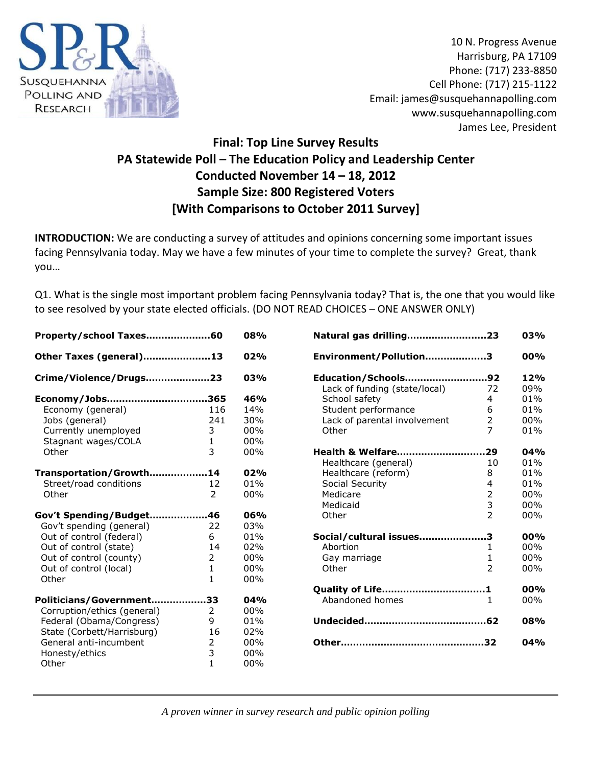SUSQUEHANNA POLLING AND RESEARCH

10 N. Progress Avenue
Harrisburg, PA 17109
Phone: (717) 233-8850
Cell Phone: (717) 215-1122
Email: james@susquehannapolling.com
www.susquehannapolling.com
James Lee, President

## Final: Top Line Survey Results
## PA Statewide Poll – The Education Policy and Leadership Center
## Conducted November 14 – 18, 2012
## Sample Size: 800 Registered Voters
## [With Comparisons to October 2011 Survey]

**INTRODUCTION:** We are conducting a survey of attitudes and opinions concerning some important issues facing Pennsylvania today. May we have a few minutes of your time to complete the survey? Great, thank you…

Q1. What is the single most important problem facing Pennsylvania today? That is, the one that you would like to see resolved by your state elected officials. (DO NOT READ CHOICES – ONE ANSWER ONLY)

| Response | N | % |
|---|---|---|
| **Property/school Taxes** | **60** | **08%** |
| **Other Taxes (general)** | **13** | **02%** |
| **Crime/Violence/Drugs** | **23** | **03%** |
| **Economy/Jobs** | **365** | **46%** |
| Economy (general) | 116 | 14% |
| Jobs (general) | 241 | 30% |
| Currently unemployed | 3 | 00% |
| Stagnant wages/COLA | 1 | 00% |
| Other | 3 | 00% |
| **Transportation/Growth** | **14** | **02%** |
| Street/road conditions | 12 | 01% |
| Other | 2 | 00% |
| **Gov't Spending/Budget** | **46** | **06%** |
| Gov't spending (general) | 22 | 03% |
| Out of control (federal) | 6 | 01% |
| Out of control (state) | 14 | 02% |
| Out of control (county) | 2 | 00% |
| Out of control (local) | 1 | 00% |
| Other | 1 | 00% |
| **Politicians/Government** | **33** | **04%** |
| Corruption/ethics (general) | 2 | 00% |
| Federal (Obama/Congress) | 9 | 01% |
| State (Corbett/Harrisburg) | 16 | 02% |
| General anti-incumbent | 2 | 00% |
| Honesty/ethics | 3 | 00% |
| Other | 1 | 00% |
| **Natural gas drilling** | **23** | **03%** |
| **Environment/Pollution** | **3** | **00%** |
| **Education/Schools** | **92** | **12%** |
| Lack of funding (state/local) | 72 | 09% |
| School safety | 4 | 01% |
| Student performance | 6 | 01% |
| Lack of parental involvement | 2 | 00% |
| Other | 7 | 01% |
| **Health & Welfare** | **29** | **04%** |
| Healthcare (general) | 10 | 01% |
| Healthcare (reform) | 8 | 01% |
| Social Security | 4 | 01% |
| Medicare | 2 | 00% |
| Medicaid | 3 | 00% |
| Other | 2 | 00% |
| **Social/cultural issues** | **3** | **00%** |
| Abortion | 1 | 00% |
| Gay marriage | 1 | 00% |
| Other | 2 | 00% |
| **Quality of Life** | **1** | **00%** |
| Abandoned homes | 1 | 00% |
| **Undecided** | **62** | **08%** |
| **Other** | **32** | **04%** |

*A proven winner in survey research and public opinion polling*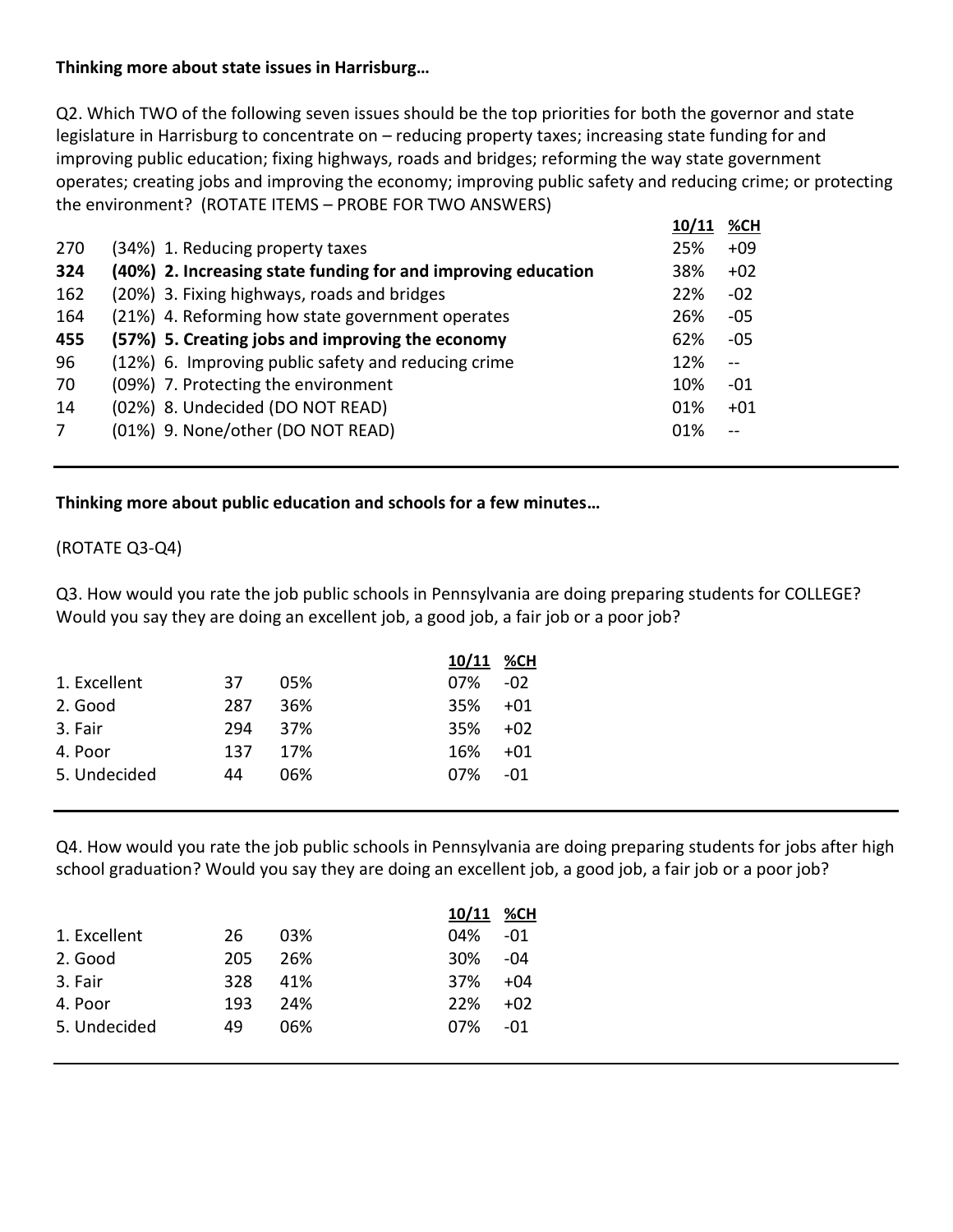**Thinking more about state issues in Harrisburg…**

Q2. Which TWO of the following seven issues should be the top priorities for both the governor and state legislature in Harrisburg to concentrate on – reducing property taxes; increasing state funding for and improving public education; fixing highways, roads and bridges; reforming the way state government operates; creating jobs and improving the economy; improving public safety and reducing crime; or protecting the environment? (ROTATE ITEMS – PROBE FOR TWO ANSWERS)

| | | 10/11 | %CH |
|---|---|---|---|
| 270 | (34%) 1. Reducing property taxes | 25% | +09 |
| **324** | **(40%) 2. Increasing state funding for and improving education** | 38% | +02 |
| 162 | (20%) 3. Fixing highways, roads and bridges | 22% | -02 |
| 164 | (21%) 4. Reforming how state government operates | 26% | -05 |
| **455** | **(57%) 5. Creating jobs and improving the economy** | 62% | -05 |
| 96 | (12%) 6. Improving public safety and reducing crime | 12% | -- |
| 70 | (09%) 7. Protecting the environment | 10% | -01 |
| 14 | (02%) 8. Undecided (DO NOT READ) | 01% | +01 |
| 7 | (01%) 9. None/other (DO NOT READ) | 01% | -- |

---

**Thinking more about public education and schools for a few minutes…**

(ROTATE Q3-Q4)

Q3. How would you rate the job public schools in Pennsylvania are doing preparing students for COLLEGE? Would you say they are doing an excellent job, a good job, a fair job or a poor job?

| | | | 10/11 | %CH |
|---|---|---|---|---|
| 1. Excellent | 37 | 05% | 07% | -02 |
| 2. Good | 287 | 36% | 35% | +01 |
| 3. Fair | 294 | 37% | 35% | +02 |
| 4. Poor | 137 | 17% | 16% | +01 |
| 5. Undecided | 44 | 06% | 07% | -01 |

---

Q4. How would you rate the job public schools in Pennsylvania are doing preparing students for jobs after high school graduation? Would you say they are doing an excellent job, a good job, a fair job or a poor job?

| | | | 10/11 | %CH |
|---|---|---|---|---|
| 1. Excellent | 26 | 03% | 04% | -01 |
| 2. Good | 205 | 26% | 30% | -04 |
| 3. Fair | 328 | 41% | 37% | +04 |
| 4. Poor | 193 | 24% | 22% | +02 |
| 5. Undecided | 49 | 06% | 07% | -01 |

---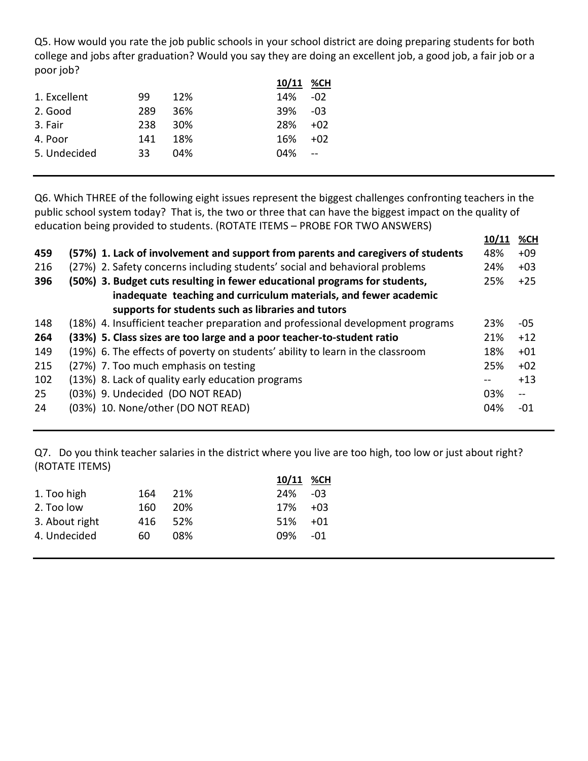Q5. How would you rate the job public schools in your school district are doing preparing students for both college and jobs after graduation? Would you say they are doing an excellent job, a good job, a fair job or a poor job?

| | | | 10/11 | %CH |
|---|---|---|---|---|
| 1. Excellent | 99 | 12% | 14% | -02 |
| 2. Good | 289 | 36% | 39% | -03 |
| 3. Fair | 238 | 30% | 28% | +02 |
| 4. Poor | 141 | 18% | 16% | +02 |
| 5. Undecided | 33 | 04% | 04% | -- |

---

Q6. Which THREE of the following eight issues represent the biggest challenges confronting teachers in the public school system today? That is, the two or three that can have the biggest impact on the quality of education being provided to students. (ROTATE ITEMS – PROBE FOR TWO ANSWERS)

| | | 10/11 | %CH |
|---|---|---|---|
| **459** | **(57%) 1. Lack of involvement and support from parents and caregivers of students** | 48% | +09 |
| 216 | (27%) 2. Safety concerns including students' social and behavioral problems | 24% | +03 |
| **396** | **(50%) 3. Budget cuts resulting in fewer educational programs for students, inadequate teaching and curriculum materials, and fewer academic supports for students such as libraries and tutors** | 25% | +25 |
| 148 | (18%) 4. Insufficient teacher preparation and professional development programs | 23% | -05 |
| **264** | **(33%) 5. Class sizes are too large and a poor teacher-to-student ratio** | 21% | +12 |
| 149 | (19%) 6. The effects of poverty on students' ability to learn in the classroom | 18% | +01 |
| 215 | (27%) 7. Too much emphasis on testing | 25% | +02 |
| 102 | (13%) 8. Lack of quality early education programs | -- | +13 |
| 25 | (03%) 9. Undecided (DO NOT READ) | 03% | -- |
| 24 | (03%) 10. None/other (DO NOT READ) | 04% | -01 |

---

Q7. Do you think teacher salaries in the district where you live are too high, too low or just about right? (ROTATE ITEMS)

| | | | 10/11 | %CH |
|---|---|---|---|---|
| 1. Too high | 164 | 21% | 24% | -03 |
| 2. Too low | 160 | 20% | 17% | +03 |
| 3. About right | 416 | 52% | 51% | +01 |
| 4. Undecided | 60 | 08% | 09% | -01 |

---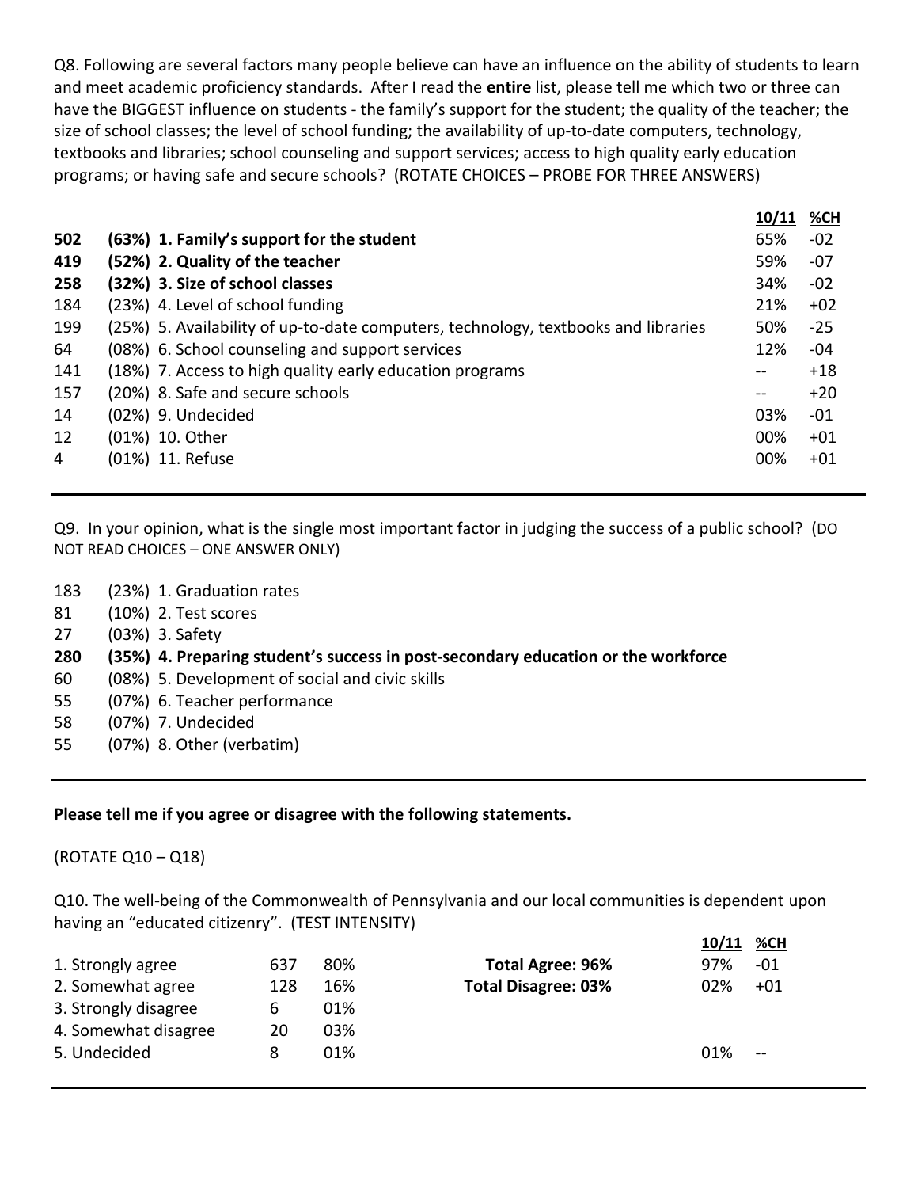Q8. Following are several factors many people believe can have an influence on the ability of students to learn and meet academic proficiency standards. After I read the **entire** list, please tell me which two or three can have the BIGGEST influence on students - the family's support for the student; the quality of the teacher; the size of school classes; the level of school funding; the availability of up-to-date computers, technology, textbooks and libraries; school counseling and support services; access to high quality early education programs; or having safe and secure schools? (ROTATE CHOICES – PROBE FOR THREE ANSWERS)

| | | 10/11 | %CH |
|---|---|---|---|
| **502** | **(63%) 1. Family's support for the student** | 65% | -02 |
| **419** | **(52%) 2. Quality of the teacher** | 59% | -07 |
| **258** | **(32%) 3. Size of school classes** | 34% | -02 |
| 184 | (23%) 4. Level of school funding | 21% | +02 |
| 199 | (25%) 5. Availability of up-to-date computers, technology, textbooks and libraries | 50% | -25 |
| 64 | (08%) 6. School counseling and support services | 12% | -04 |
| 141 | (18%) 7. Access to high quality early education programs | -- | +18 |
| 157 | (20%) 8. Safe and secure schools | -- | +20 |
| 14 | (02%) 9. Undecided | 03% | -01 |
| 12 | (01%) 10. Other | 00% | +01 |
| 4 | (01%) 11. Refuse | 00% | +01 |

---

Q9. In your opinion, what is the single most important factor in judging the success of a public school? (DO NOT READ CHOICES – ONE ANSWER ONLY)

| | |
|---|---|
| 183 | (23%) 1. Graduation rates |
| 81 | (10%) 2. Test scores |
| 27 | (03%) 3. Safety |
| **280** | **(35%) 4. Preparing student's success in post-secondary education or the workforce** |
| 60 | (08%) 5. Development of social and civic skills |
| 55 | (07%) 6. Teacher performance |
| 58 | (07%) 7. Undecided |
| 55 | (07%) 8. Other (verbatim) |

---

**Please tell me if you agree or disagree with the following statements.**

(ROTATE Q10 – Q18)

Q10. The well-being of the Commonwealth of Pennsylvania and our local communities is dependent upon having an "educated citizenry". (TEST INTENSITY)

| | | | | 10/11 | %CH |
|---|---|---|---|---|---|
| 1. Strongly agree | 637 | 80% | **Total Agree: 96%** | 97% | -01 |
| 2. Somewhat agree | 128 | 16% | **Total Disagree: 03%** | 02% | +01 |
| 3. Strongly disagree | 6 | 01% | | | |
| 4. Somewhat disagree | 20 | 03% | | | |
| 5. Undecided | 8 | 01% | | 01% | -- |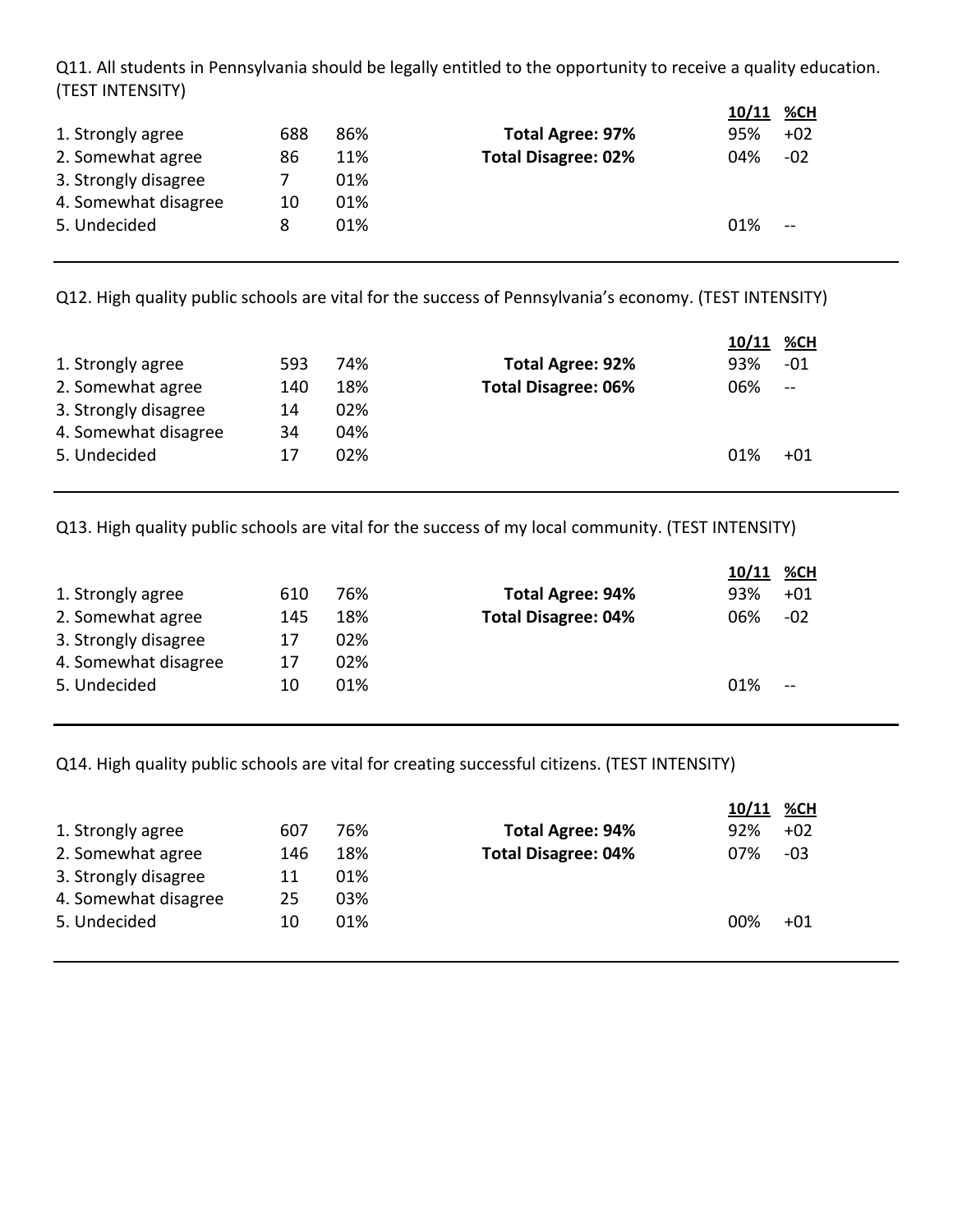Q11. All students in Pennsylvania should be legally entitled to the opportunity to receive a quality education. (TEST INTENSITY)

| | | | | 10/11 | %CH |
|---|---|---|---|---|---|
| 1. Strongly agree | 688 | 86% | **Total Agree: 97%** | 95% | +02 |
| 2. Somewhat agree | 86 | 11% | **Total Disagree: 02%** | 04% | -02 |
| 3. Strongly disagree | 7 | 01% | | | |
| 4. Somewhat disagree | 10 | 01% | | | |
| 5. Undecided | 8 | 01% | | 01% | -- |

---

Q12. High quality public schools are vital for the success of Pennsylvania's economy. (TEST INTENSITY)

| | | | | 10/11 | %CH |
|---|---|---|---|---|---|
| 1. Strongly agree | 593 | 74% | **Total Agree: 92%** | 93% | -01 |
| 2. Somewhat agree | 140 | 18% | **Total Disagree: 06%** | 06% | -- |
| 3. Strongly disagree | 14 | 02% | | | |
| 4. Somewhat disagree | 34 | 04% | | | |
| 5. Undecided | 17 | 02% | | 01% | +01 |

---

Q13. High quality public schools are vital for the success of my local community. (TEST INTENSITY)

| | | | | 10/11 | %CH |
|---|---|---|---|---|---|
| 1. Strongly agree | 610 | 76% | **Total Agree: 94%** | 93% | +01 |
| 2. Somewhat agree | 145 | 18% | **Total Disagree: 04%** | 06% | -02 |
| 3. Strongly disagree | 17 | 02% | | | |
| 4. Somewhat disagree | 17 | 02% | | | |
| 5. Undecided | 10 | 01% | | 01% | -- |

---

Q14. High quality public schools are vital for creating successful citizens. (TEST INTENSITY)

| | | | | 10/11 | %CH |
|---|---|---|---|---|---|
| 1. Strongly agree | 607 | 76% | **Total Agree: 94%** | 92% | +02 |
| 2. Somewhat agree | 146 | 18% | **Total Disagree: 04%** | 07% | -03 |
| 3. Strongly disagree | 11 | 01% | | | |
| 4. Somewhat disagree | 25 | 03% | | | |
| 5. Undecided | 10 | 01% | | 00% | +01 |

---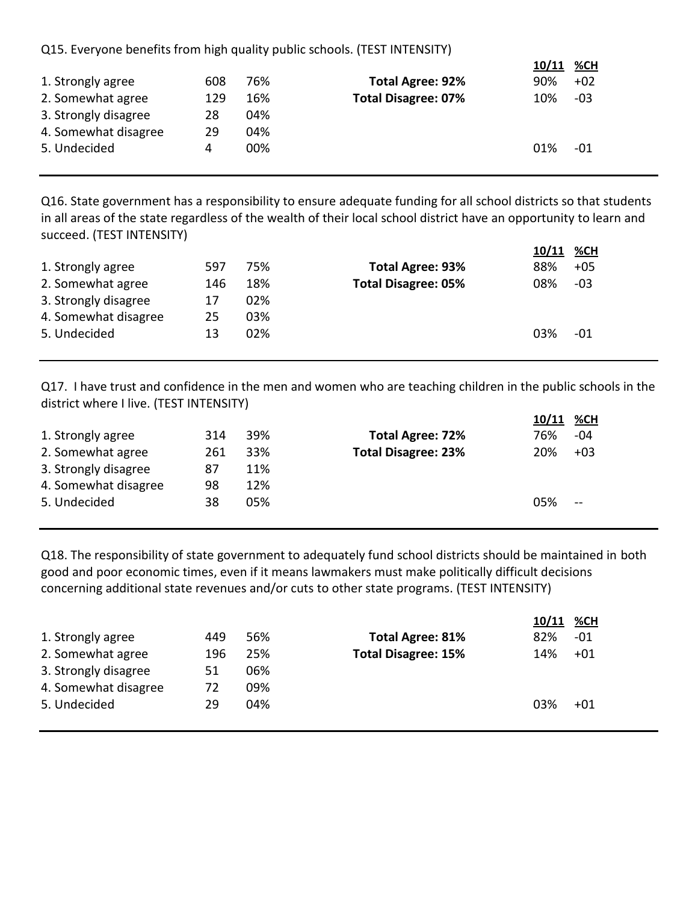Q15. Everyone benefits from high quality public schools. (TEST INTENSITY)

| | | | | 10/11 | %CH |
|---|---|---|---|---|---|
| 1. Strongly agree | 608 | 76% | **Total Agree: 92%** | 90% | +02 |
| 2. Somewhat agree | 129 | 16% | **Total Disagree: 07%** | 10% | -03 |
| 3. Strongly disagree | 28 | 04% | | | |
| 4. Somewhat disagree | 29 | 04% | | | |
| 5. Undecided | 4 | 00% | | 01% | -01 |

---

Q16. State government has a responsibility to ensure adequate funding for all school districts so that students in all areas of the state regardless of the wealth of their local school district have an opportunity to learn and succeed. (TEST INTENSITY)

| | | | | 10/11 | %CH |
|---|---|---|---|---|---|
| 1. Strongly agree | 597 | 75% | **Total Agree: 93%** | 88% | +05 |
| 2. Somewhat agree | 146 | 18% | **Total Disagree: 05%** | 08% | -03 |
| 3. Strongly disagree | 17 | 02% | | | |
| 4. Somewhat disagree | 25 | 03% | | | |
| 5. Undecided | 13 | 02% | | 03% | -01 |

---

Q17. I have trust and confidence in the men and women who are teaching children in the public schools in the district where I live. (TEST INTENSITY)

| | | | | 10/11 | %CH |
|---|---|---|---|---|---|
| 1. Strongly agree | 314 | 39% | **Total Agree: 72%** | 76% | -04 |
| 2. Somewhat agree | 261 | 33% | **Total Disagree: 23%** | 20% | +03 |
| 3. Strongly disagree | 87 | 11% | | | |
| 4. Somewhat disagree | 98 | 12% | | | |
| 5. Undecided | 38 | 05% | | 05% | -- |

---

Q18. The responsibility of state government to adequately fund school districts should be maintained in both good and poor economic times, even if it means lawmakers must make politically difficult decisions concerning additional state revenues and/or cuts to other state programs. (TEST INTENSITY)

| | | | | 10/11 | %CH |
|---|---|---|---|---|---|
| 1. Strongly agree | 449 | 56% | **Total Agree: 81%** | 82% | -01 |
| 2. Somewhat agree | 196 | 25% | **Total Disagree: 15%** | 14% | +01 |
| 3. Strongly disagree | 51 | 06% | | | |
| 4. Somewhat disagree | 72 | 09% | | | |
| 5. Undecided | 29 | 04% | | 03% | +01 |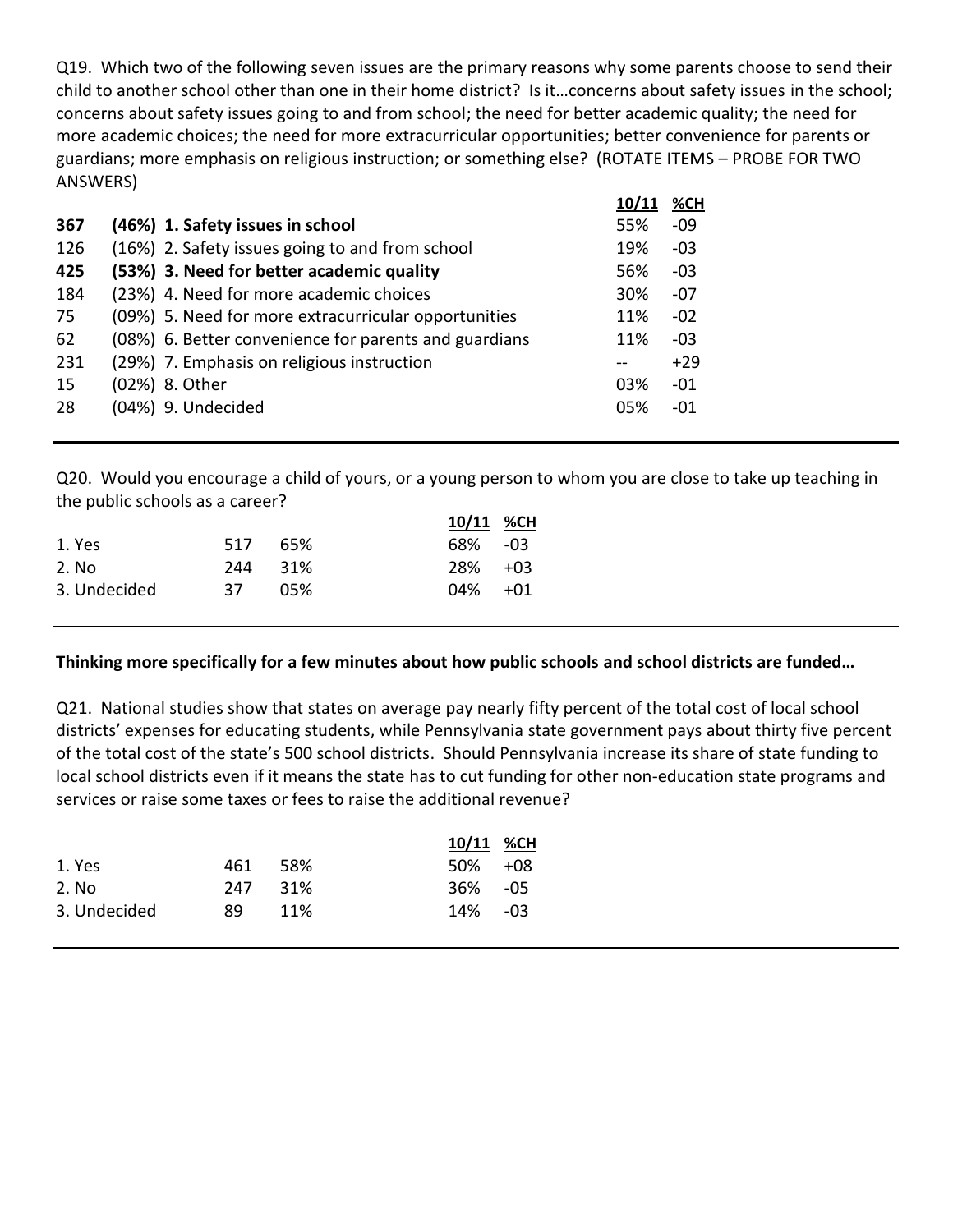Q19. Which two of the following seven issues are the primary reasons why some parents choose to send their child to another school other than one in their home district? Is it…concerns about safety issues in the school; concerns about safety issues going to and from school; the need for better academic quality; the need for more academic choices; the need for more extracurricular opportunities; better convenience for parents or guardians; more emphasis on religious instruction; or something else? (ROTATE ITEMS – PROBE FOR TWO ANSWERS)

| | | 10/11 | %CH |
|---|---|---|---|
| **367** | **(46%) 1. Safety issues in school** | 55% | -09 |
| 126 | (16%) 2. Safety issues going to and from school | 19% | -03 |
| **425** | **(53%) 3. Need for better academic quality** | 56% | -03 |
| 184 | (23%) 4. Need for more academic choices | 30% | -07 |
| 75 | (09%) 5. Need for more extracurricular opportunities | 11% | -02 |
| 62 | (08%) 6. Better convenience for parents and guardians | 11% | -03 |
| 231 | (29%) 7. Emphasis on religious instruction | -- | +29 |
| 15 | (02%) 8. Other | 03% | -01 |
| 28 | (04%) 9. Undecided | 05% | -01 |

---

Q20. Would you encourage a child of yours, or a young person to whom you are close to take up teaching in the public schools as a career?

| | | | 10/11 | %CH |
|---|---|---|---|---|
| 1. Yes | 517 | 65% | 68% | -03 |
| 2. No | 244 | 31% | 28% | +03 |
| 3. Undecided | 37 | 05% | 04% | +01 |

---

**Thinking more specifically for a few minutes about how public schools and school districts are funded…**

Q21. National studies show that states on average pay nearly fifty percent of the total cost of local school districts' expenses for educating students, while Pennsylvania state government pays about thirty five percent of the total cost of the state's 500 school districts. Should Pennsylvania increase its share of state funding to local school districts even if it means the state has to cut funding for other non-education state programs and services or raise some taxes or fees to raise the additional revenue?

| | | | 10/11 | %CH |
|---|---|---|---|---|
| 1. Yes | 461 | 58% | 50% | +08 |
| 2. No | 247 | 31% | 36% | -05 |
| 3. Undecided | 89 | 11% | 14% | -03 |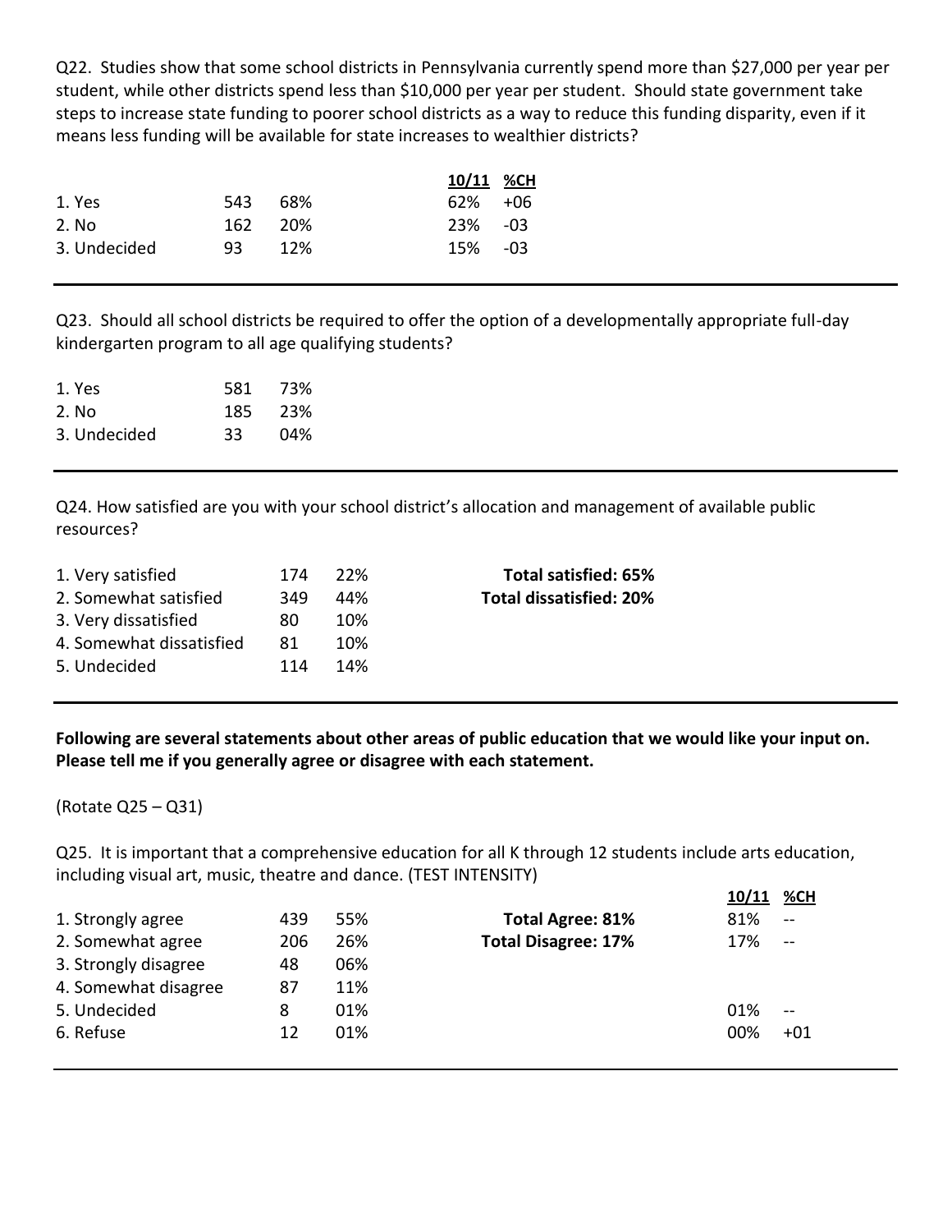Q22. Studies show that some school districts in Pennsylvania currently spend more than $27,000 per year per student, while other districts spend less than $10,000 per year per student. Should state government take steps to increase state funding to poorer school districts as a way to reduce this funding disparity, even if it means less funding will be available for state increases to wealthier districts?

| | | | 10/11 | %CH |
|---|---|---|---|---|
| 1. Yes | 543 | 68% | 62% | +06 |
| 2. No | 162 | 20% | 23% | -03 |
| 3. Undecided | 93 | 12% | 15% | -03 |

---

Q23. Should all school districts be required to offer the option of a developmentally appropriate full-day kindergarten program to all age qualifying students?

| | | |
|---|---|---|
| 1. Yes | 581 | 73% |
| 2. No | 185 | 23% |
| 3. Undecided | 33 | 04% |

---

Q24. How satisfied are you with your school district's allocation and management of available public resources?

| | | | |
|---|---|---|---|
| 1. Very satisfied | 174 | 22% | **Total satisfied: 65%** |
| 2. Somewhat satisfied | 349 | 44% | **Total dissatisfied: 20%** |
| 3. Very dissatisfied | 80 | 10% | |
| 4. Somewhat dissatisfied | 81 | 10% | |
| 5. Undecided | 114 | 14% | |

---

**Following are several statements about other areas of public education that we would like your input on. Please tell me if you generally agree or disagree with each statement.**

(Rotate Q25 – Q31)

Q25. It is important that a comprehensive education for all K through 12 students include arts education, including visual art, music, theatre and dance. (TEST INTENSITY)

| | | | | 10/11 | %CH |
|---|---|---|---|---|---|
| 1. Strongly agree | 439 | 55% | **Total Agree: 81%** | 81% | -- |
| 2. Somewhat agree | 206 | 26% | **Total Disagree: 17%** | 17% | -- |
| 3. Strongly disagree | 48 | 06% | | | |
| 4. Somewhat disagree | 87 | 11% | | | |
| 5. Undecided | 8 | 01% | | 01% | -- |
| 6. Refuse | 12 | 01% | | 00% | +01 |

---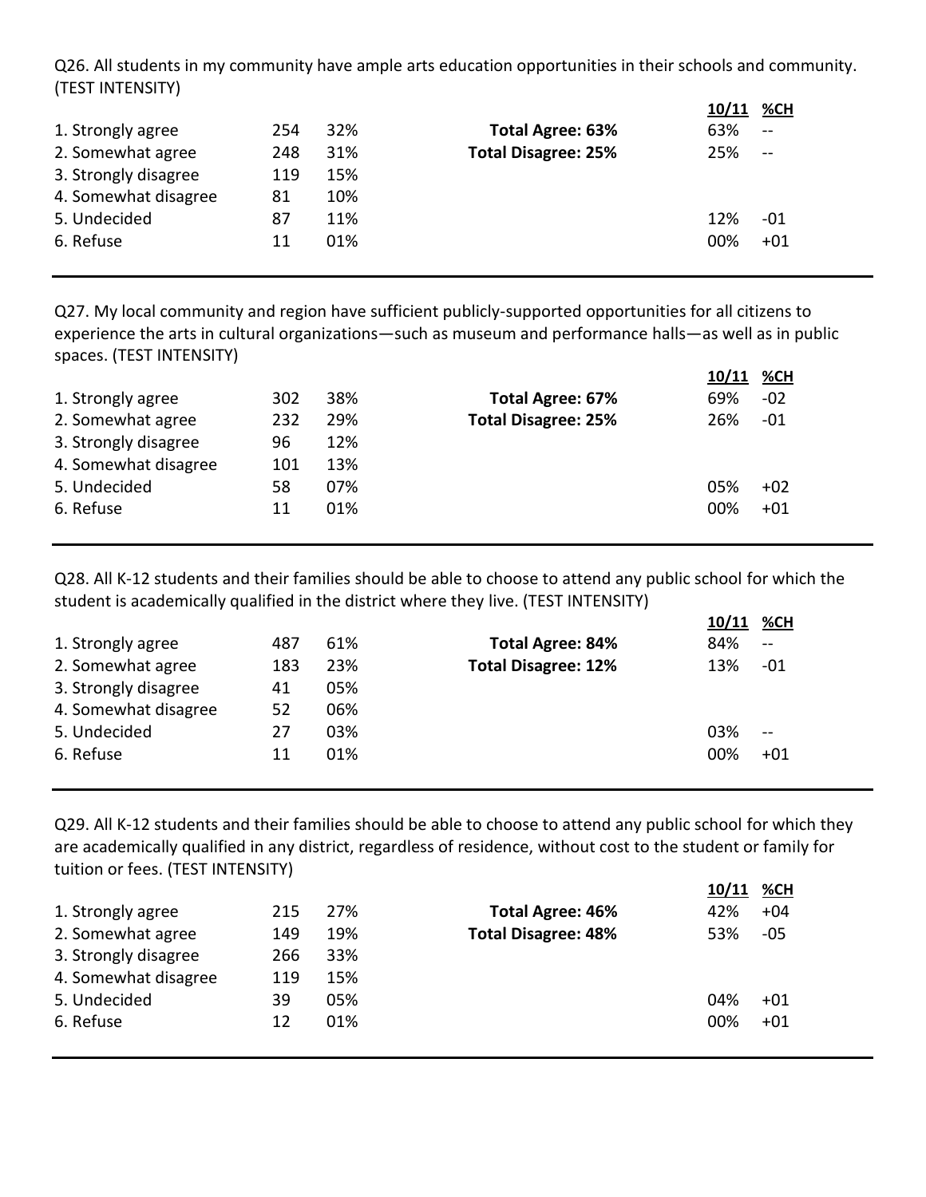Q26. All students in my community have ample arts education opportunities in their schools and community. (TEST INTENSITY)

| | | | | 10/11 | %CH |
|---|---|---|---|---|---|
| 1. Strongly agree | 254 | 32% | **Total Agree: 63%** | 63% | -- |
| 2. Somewhat agree | 248 | 31% | **Total Disagree: 25%** | 25% | -- |
| 3. Strongly disagree | 119 | 15% | | | |
| 4. Somewhat disagree | 81 | 10% | | | |
| 5. Undecided | 87 | 11% | | 12% | -01 |
| 6. Refuse | 11 | 01% | | 00% | +01 |

---

Q27. My local community and region have sufficient publicly-supported opportunities for all citizens to experience the arts in cultural organizations—such as museum and performance halls—as well as in public spaces. (TEST INTENSITY)

| | | | | 10/11 | %CH |
|---|---|---|---|---|---|
| 1. Strongly agree | 302 | 38% | **Total Agree: 67%** | 69% | -02 |
| 2. Somewhat agree | 232 | 29% | **Total Disagree: 25%** | 26% | -01 |
| 3. Strongly disagree | 96 | 12% | | | |
| 4. Somewhat disagree | 101 | 13% | | | |
| 5. Undecided | 58 | 07% | | 05% | +02 |
| 6. Refuse | 11 | 01% | | 00% | +01 |

---

Q28. All K-12 students and their families should be able to choose to attend any public school for which the student is academically qualified in the district where they live. (TEST INTENSITY)

| | | | | 10/11 | %CH |
|---|---|---|---|---|---|
| 1. Strongly agree | 487 | 61% | **Total Agree: 84%** | 84% | -- |
| 2. Somewhat agree | 183 | 23% | **Total Disagree: 12%** | 13% | -01 |
| 3. Strongly disagree | 41 | 05% | | | |
| 4. Somewhat disagree | 52 | 06% | | | |
| 5. Undecided | 27 | 03% | | 03% | -- |
| 6. Refuse | 11 | 01% | | 00% | +01 |

---

Q29. All K-12 students and their families should be able to choose to attend any public school for which they are academically qualified in any district, regardless of residence, without cost to the student or family for tuition or fees. (TEST INTENSITY)

| | | | | 10/11 | %CH |
|---|---|---|---|---|---|
| 1. Strongly agree | 215 | 27% | **Total Agree: 46%** | 42% | +04 |
| 2. Somewhat agree | 149 | 19% | **Total Disagree: 48%** | 53% | -05 |
| 3. Strongly disagree | 266 | 33% | | | |
| 4. Somewhat disagree | 119 | 15% | | | |
| 5. Undecided | 39 | 05% | | 04% | +01 |
| 6. Refuse | 12 | 01% | | 00% | +01 |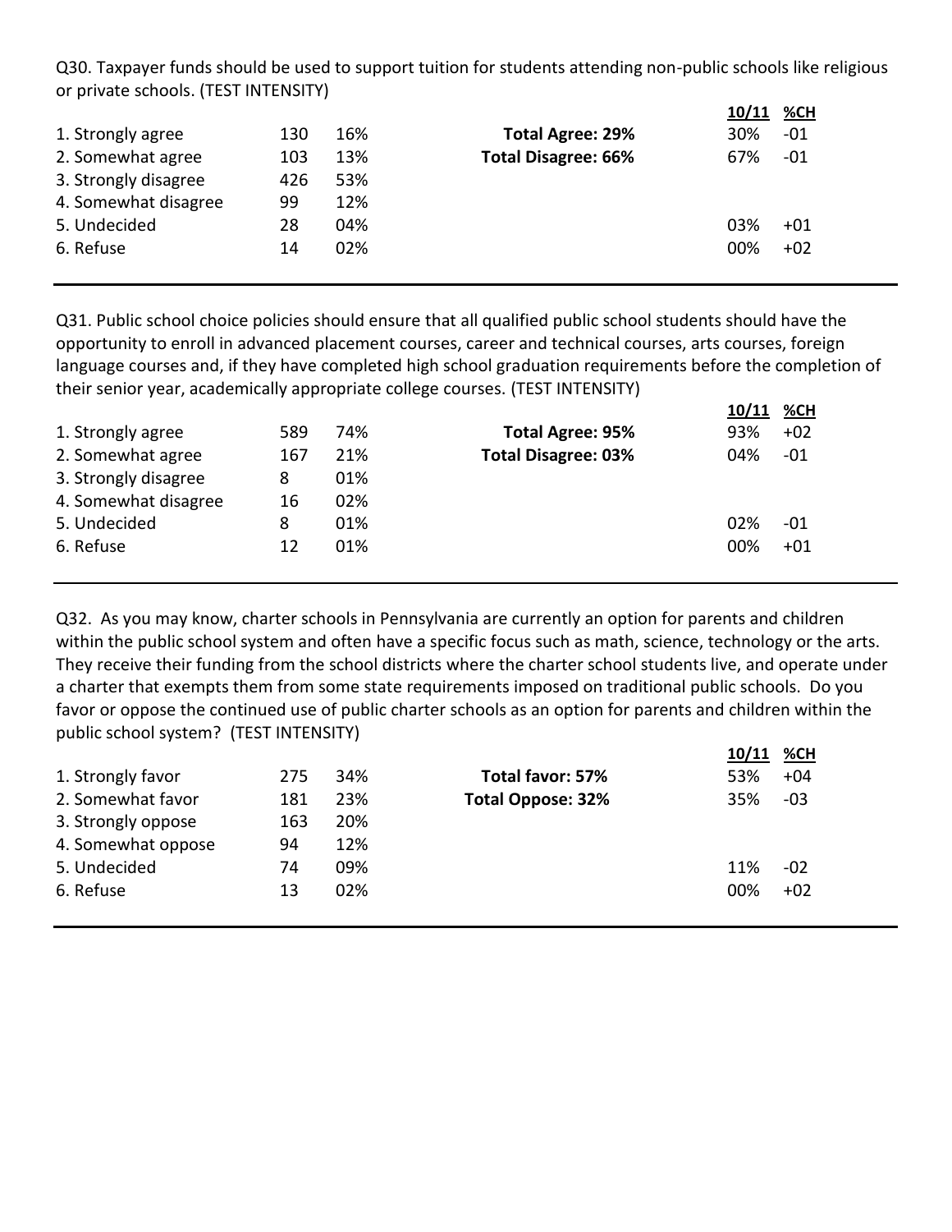Q30. Taxpayer funds should be used to support tuition for students attending non-public schools like religious or private schools. (TEST INTENSITY)

| | | | | 10/11 | %CH |
|---|---|---|---|---|---|
| 1. Strongly agree | 130 | 16% | **Total Agree: 29%** | 30% | -01 |
| 2. Somewhat agree | 103 | 13% | **Total Disagree: 66%** | 67% | -01 |
| 3. Strongly disagree | 426 | 53% | | | |
| 4. Somewhat disagree | 99 | 12% | | | |
| 5. Undecided | 28 | 04% | | 03% | +01 |
| 6. Refuse | 14 | 02% | | 00% | +02 |

---

Q31. Public school choice policies should ensure that all qualified public school students should have the opportunity to enroll in advanced placement courses, career and technical courses, arts courses, foreign language courses and, if they have completed high school graduation requirements before the completion of their senior year, academically appropriate college courses. (TEST INTENSITY)

| | | | | 10/11 | %CH |
|---|---|---|---|---|---|
| 1. Strongly agree | 589 | 74% | **Total Agree: 95%** | 93% | +02 |
| 2. Somewhat agree | 167 | 21% | **Total Disagree: 03%** | 04% | -01 |
| 3. Strongly disagree | 8 | 01% | | | |
| 4. Somewhat disagree | 16 | 02% | | | |
| 5. Undecided | 8 | 01% | | 02% | -01 |
| 6. Refuse | 12 | 01% | | 00% | +01 |

---

Q32. As you may know, charter schools in Pennsylvania are currently an option for parents and children within the public school system and often have a specific focus such as math, science, technology or the arts. They receive their funding from the school districts where the charter school students live, and operate under a charter that exempts them from some state requirements imposed on traditional public schools. Do you favor or oppose the continued use of public charter schools as an option for parents and children within the public school system? (TEST INTENSITY)

| | | | | 10/11 | %CH |
|---|---|---|---|---|---|
| 1. Strongly favor | 275 | 34% | **Total favor: 57%** | 53% | +04 |
| 2. Somewhat favor | 181 | 23% | **Total Oppose: 32%** | 35% | -03 |
| 3. Strongly oppose | 163 | 20% | | | |
| 4. Somewhat oppose | 94 | 12% | | | |
| 5. Undecided | 74 | 09% | | 11% | -02 |
| 6. Refuse | 13 | 02% | | 00% | +02 |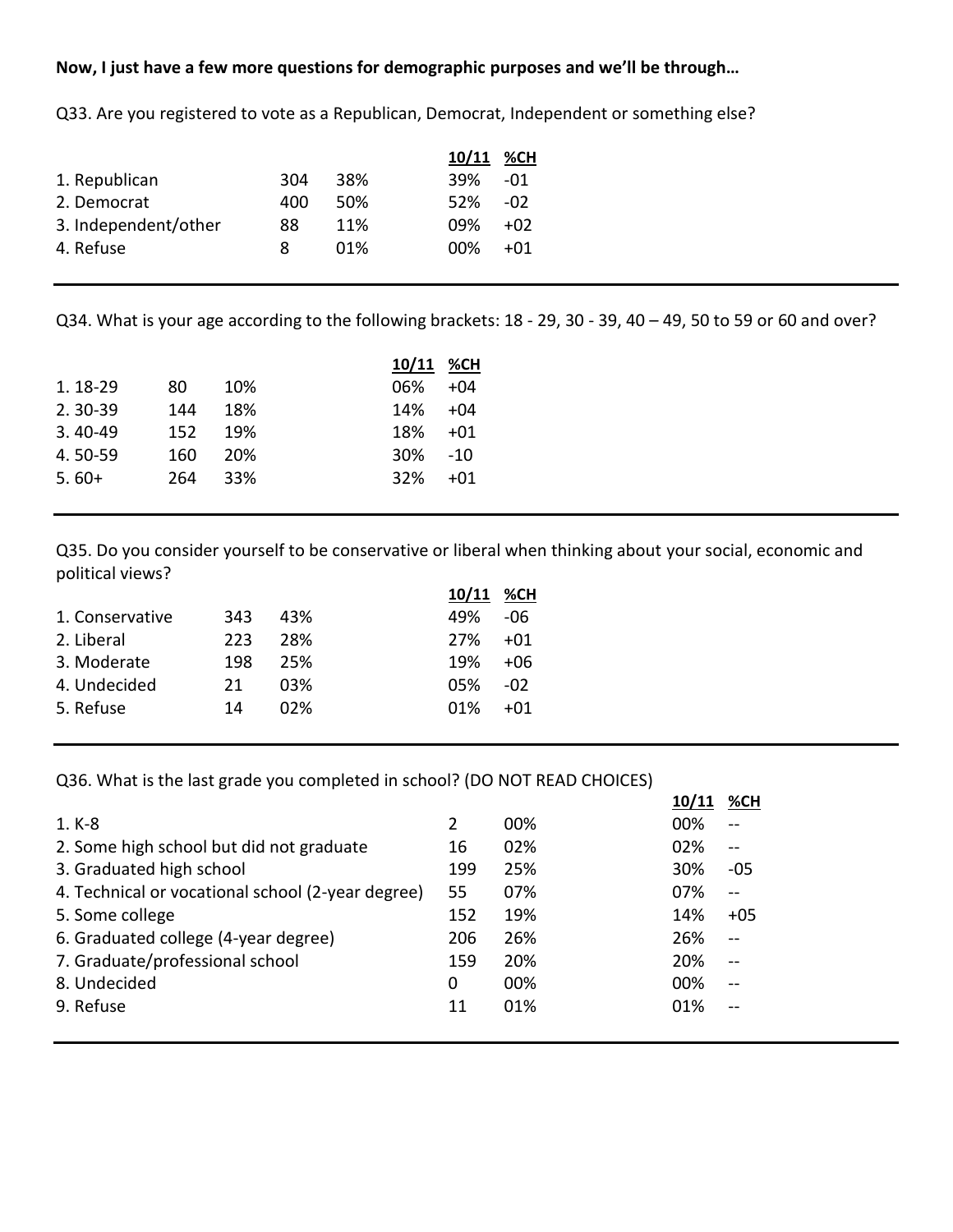**Now, I just have a few more questions for demographic purposes and we'll be through…**

Q33. Are you registered to vote as a Republican, Democrat, Independent or something else?

| | | | 10/11 | %CH |
|---|---|---|---|---|
| 1. Republican | 304 | 38% | 39% | -01 |
| 2. Democrat | 400 | 50% | 52% | -02 |
| 3. Independent/other | 88 | 11% | 09% | +02 |
| 4. Refuse | 8 | 01% | 00% | +01 |

---

Q34. What is your age according to the following brackets: 18 - 29, 30 - 39, 40 – 49, 50 to 59 or 60 and over?

| | | | 10/11 | %CH |
|---|---|---|---|---|
| 1. 18-29 | 80 | 10% | 06% | +04 |
| 2. 30-39 | 144 | 18% | 14% | +04 |
| 3. 40-49 | 152 | 19% | 18% | +01 |
| 4. 50-59 | 160 | 20% | 30% | -10 |
| 5. 60+ | 264 | 33% | 32% | +01 |

---

Q35. Do you consider yourself to be conservative or liberal when thinking about your social, economic and political views?

| | | | 10/11 | %CH |
|---|---|---|---|---|
| 1. Conservative | 343 | 43% | 49% | -06 |
| 2. Liberal | 223 | 28% | 27% | +01 |
| 3. Moderate | 198 | 25% | 19% | +06 |
| 4. Undecided | 21 | 03% | 05% | -02 |
| 5. Refuse | 14 | 02% | 01% | +01 |

---

Q36. What is the last grade you completed in school? (DO NOT READ CHOICES)

| | | | 10/11 | %CH |
|---|---|---|---|---|
| 1. K-8 | 2 | 00% | 00% | -- |
| 2. Some high school but did not graduate | 16 | 02% | 02% | -- |
| 3. Graduated high school | 199 | 25% | 30% | -05 |
| 4. Technical or vocational school (2-year degree) | 55 | 07% | 07% | -- |
| 5. Some college | 152 | 19% | 14% | +05 |
| 6. Graduated college (4-year degree) | 206 | 26% | 26% | -- |
| 7. Graduate/professional school | 159 | 20% | 20% | -- |
| 8. Undecided | 0 | 00% | 00% | -- |
| 9. Refuse | 11 | 01% | 01% | -- |

---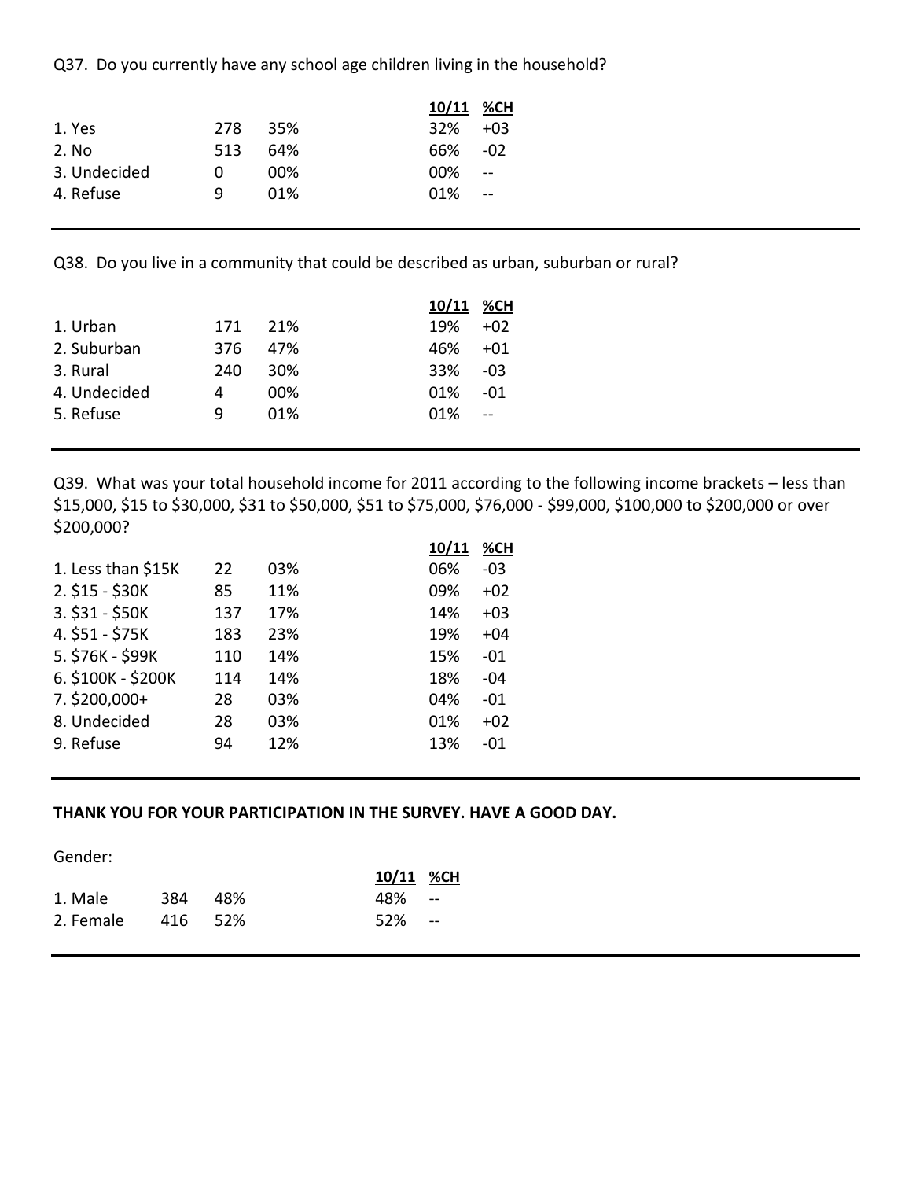Q37. Do you currently have any school age children living in the household?

| | | | 10/11 | %CH |
|---|---|---|---|---|
| 1. Yes | 278 | 35% | 32% | +03 |
| 2. No | 513 | 64% | 66% | -02 |
| 3. Undecided | 0 | 00% | 00% | -- |
| 4. Refuse | 9 | 01% | 01% | -- |

Q38. Do you live in a community that could be described as urban, suburban or rural?

| | | | 10/11 | %CH |
|---|---|---|---|---|
| 1. Urban | 171 | 21% | 19% | +02 |
| 2. Suburban | 376 | 47% | 46% | +01 |
| 3. Rural | 240 | 30% | 33% | -03 |
| 4. Undecided | 4 | 00% | 01% | -01 |
| 5. Refuse | 9 | 01% | 01% | -- |

Q39. What was your total household income for 2011 according to the following income brackets – less than $15,000, $15 to $30,000, $31 to $50,000, $51 to $75,000, $76,000 - $99,000, $100,000 to $200,000 or over $200,000?

| | | | 10/11 | %CH |
|---|---|---|---|---|
| 1. Less than $15K | 22 | 03% | 06% | -03 |
| 2. $15 - $30K | 85 | 11% | 09% | +02 |
| 3. $31 - $50K | 137 | 17% | 14% | +03 |
| 4. $51 - $75K | 183 | 23% | 19% | +04 |
| 5. $76K - $99K | 110 | 14% | 15% | -01 |
| 6. $100K - $200K | 114 | 14% | 18% | -04 |
| 7. $200,000+ | 28 | 03% | 04% | -01 |
| 8. Undecided | 28 | 03% | 01% | +02 |
| 9. Refuse | 94 | 12% | 13% | -01 |

**THANK YOU FOR YOUR PARTICIPATION IN THE SURVEY. HAVE A GOOD DAY.**

Gender:

| | | | 10/11 | %CH |
|---|---|---|---|---|
| 1. Male | 384 | 48% | 48% | -- |
| 2. Female | 416 | 52% | 52% | -- |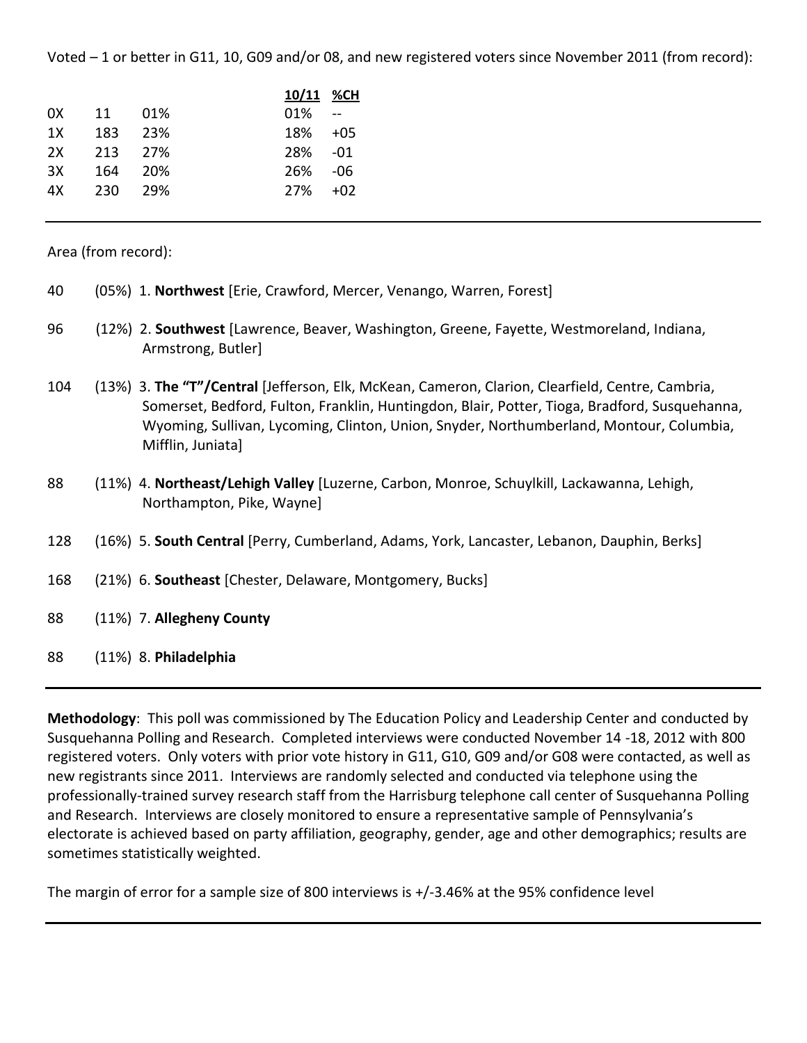Voted – 1 or better in G11, 10, G09 and/or 08, and new registered voters since November 2011 (from record):

| | | | 10/11 | %CH |
|---|---|---|---|---|
| 0X | 11 | 01% | 01% | -- |
| 1X | 183 | 23% | 18% | +05 |
| 2X | 213 | 27% | 28% | -01 |
| 3X | 164 | 20% | 26% | -06 |
| 4X | 230 | 29% | 27% | +02 |

---

Area (from record):

40 (05%) 1. **Northwest** [Erie, Crawford, Mercer, Venango, Warren, Forest]

96 (12%) 2. **Southwest** [Lawrence, Beaver, Washington, Greene, Fayette, Westmoreland, Indiana, Armstrong, Butler]

104 (13%) 3. **The "T"/Central** [Jefferson, Elk, McKean, Cameron, Clarion, Clearfield, Centre, Cambria, Somerset, Bedford, Fulton, Franklin, Huntingdon, Blair, Potter, Tioga, Bradford, Susquehanna, Wyoming, Sullivan, Lycoming, Clinton, Union, Snyder, Northumberland, Montour, Columbia, Mifflin, Juniata]

88 (11%) 4. **Northeast/Lehigh Valley** [Luzerne, Carbon, Monroe, Schuylkill, Lackawanna, Lehigh, Northampton, Pike, Wayne]

128 (16%) 5. **South Central** [Perry, Cumberland, Adams, York, Lancaster, Lebanon, Dauphin, Berks]

168 (21%) 6. **Southeast** [Chester, Delaware, Montgomery, Bucks]

88 (11%) 7. **Allegheny County**

88 (11%) 8. **Philadelphia**

---

**Methodology**: This poll was commissioned by The Education Policy and Leadership Center and conducted by Susquehanna Polling and Research. Completed interviews were conducted November 14 -18, 2012 with 800 registered voters. Only voters with prior vote history in G11, G10, G09 and/or G08 were contacted, as well as new registrants since 2011. Interviews are randomly selected and conducted via telephone using the professionally-trained survey research staff from the Harrisburg telephone call center of Susquehanna Polling and Research. Interviews are closely monitored to ensure a representative sample of Pennsylvania's electorate is achieved based on party affiliation, geography, gender, age and other demographics; results are sometimes statistically weighted.

The margin of error for a sample size of 800 interviews is +/-3.46% at the 95% confidence level